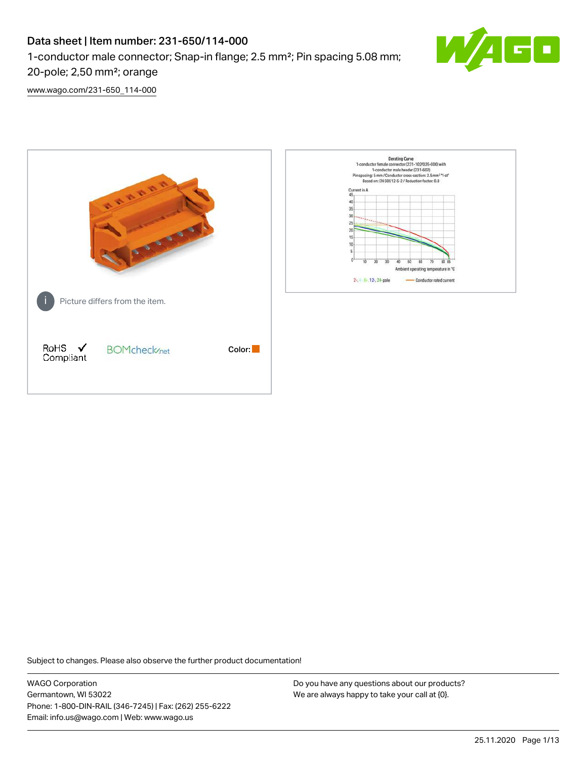# Data sheet | Item number: 231-650/114-000

1-conductor male connector; Snap-in flange; 2.5 mm²; Pin spacing 5.08 mm; 20-pole; 2,50 mm²; orange

www.wago.com/231-650_114-000

Picture differs from the item.

RoHS Compliant

BOMcheck.net

Color:

Subject to changes. Please also observe the further product documentation!

WAGO Corporation
Germantown, WI 53022
Phone: 1-800-DIN-RAIL (346-7245) | Fax: (262) 255-6222
Email: info.us@wago.com | Web: www.wago.us

Do you have any questions about our products?
We are always happy to take your call at {0}.

25.11.2020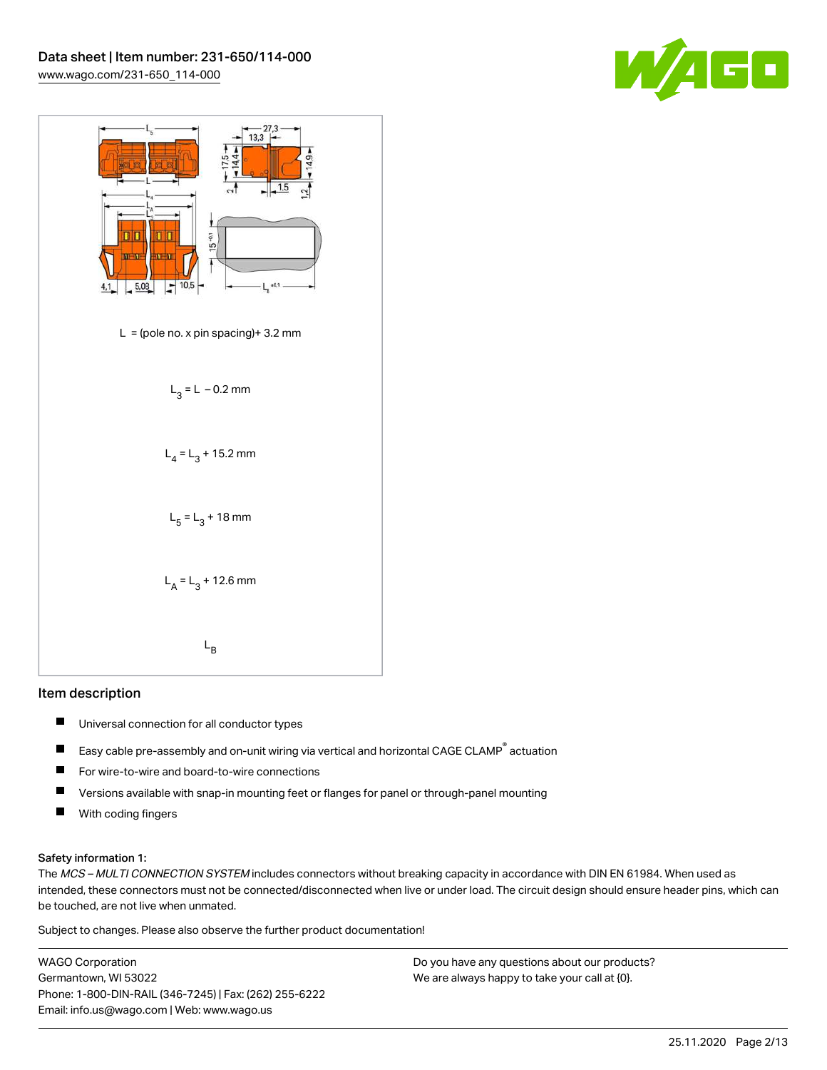$L$ = (pole no. x pin spacing)+ 3.2 mm

$L_3 = L - 0.2$ mm

$L_4 = L_3 + 15.2$ mm

$L_5 = L_3 + 18$ mm

$L_A = L_3 + 12.6$ mm

$L_B$

## Item description

- Universal connection for all conductor types
- Easy cable pre-assembly and on-unit wiring via vertical and horizontal CAGE CLAMP® actuation
- For wire-to-wire and board-to-wire connections
- Versions available with snap-in mounting feet or flanges for panel or through-panel mounting
- With coding fingers

### Safety information 1:

The *MCS – MULTI CONNECTION SYSTEM* includes connectors without breaking capacity in accordance with DIN EN 61984. When used as intended, these connectors must not be connected/disconnected when live or under load. The circuit design should ensure header pins, which can be touched, are not live when unmated.

Subject to changes. Please also observe the further product documentation!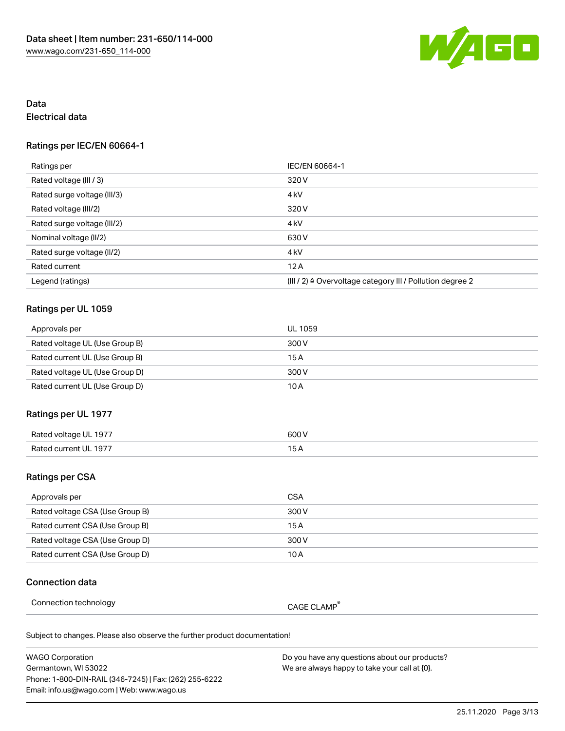## Data

### Electrical data

#### Ratings per IEC/EN 60664-1

| Ratings per | IEC/EN 60664-1 |
| --- | --- |
| Rated voltage (III / 3) | 320 V |
| Rated surge voltage (III/3) | 4 kV |
| Rated voltage (III/2) | 320 V |
| Rated surge voltage (III/2) | 4 kV |
| Nominal voltage (II/2) | 630 V |
| Rated surge voltage (II/2) | 4 kV |
| Rated current | 12 A |
| Legend (ratings) | (III / 2) ≙ Overvoltage category III / Pollution degree 2 |

#### Ratings per UL 1059

| Approvals per | UL 1059 |
| --- | --- |
| Rated voltage UL (Use Group B) | 300 V |
| Rated current UL (Use Group B) | 15 A |
| Rated voltage UL (Use Group D) | 300 V |
| Rated current UL (Use Group D) | 10 A |

#### Ratings per UL 1977

| Rated voltage UL 1977 | 600 V |
| --- | --- |
| Rated current UL 1977 | 15 A |

#### Ratings per CSA

| Approvals per | CSA |
| --- | --- |
| Rated voltage CSA (Use Group B) | 300 V |
| Rated current CSA (Use Group B) | 15 A |
| Rated voltage CSA (Use Group D) | 300 V |
| Rated current CSA (Use Group D) | 10 A |

### Connection data

| Connection technology | CAGE CLAMP® |
| --- | --- |

Subject to changes. Please also observe the further product documentation!

WAGO Corporation
Germantown, WI 53022
Phone: 1-800-DIN-RAIL (346-7245) | Fax: (262) 255-6222
Email: info.us@wago.com | Web: www.wago.us

Do you have any questions about our products?
We are always happy to take your call at {0}.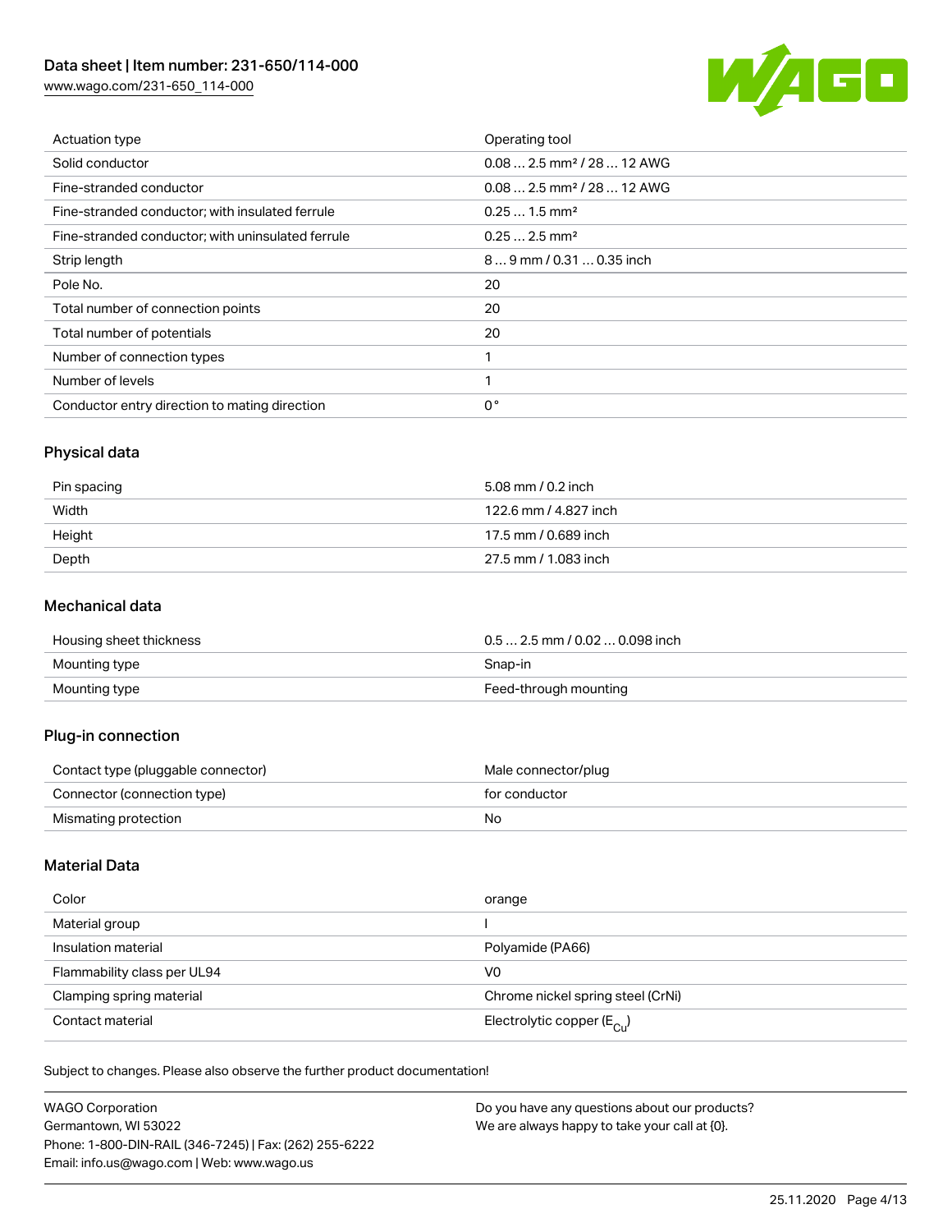| | |
|---|---|
| Actuation type | Operating tool |
| Solid conductor | 0.08 … 2.5 mm² / 28 … 12 AWG |
| Fine-stranded conductor | 0.08 … 2.5 mm² / 28 … 12 AWG |
| Fine-stranded conductor; with insulated ferrule | 0.25 … 1.5 mm² |
| Fine-stranded conductor; with uninsulated ferrule | 0.25 … 2.5 mm² |
| Strip length | 8 … 9 mm / 0.31 … 0.35 inch |
| Pole No. | 20 |
| Total number of connection points | 20 |
| Total number of potentials | 20 |
| Number of connection types | 1 |
| Number of levels | 1 |
| Conductor entry direction to mating direction | 0 ° |

## Physical data

| | |
|---|---|
| Pin spacing | 5.08 mm / 0.2 inch |
| Width | 122.6 mm / 4.827 inch |
| Height | 17.5 mm / 0.689 inch |
| Depth | 27.5 mm / 1.083 inch |

## Mechanical data

| | |
|---|---|
| Housing sheet thickness | 0.5 … 2.5 mm / 0.02 … 0.098 inch |
| Mounting type | Snap-in |
| Mounting type | Feed-through mounting |

## Plug-in connection

| | |
|---|---|
| Contact type (pluggable connector) | Male connector/plug |
| Connector (connection type) | for conductor |
| Mismating protection | No |

## Material Data

| | |
|---|---|
| Color | orange |
| Material group | I |
| Insulation material | Polyamide (PA66) |
| Flammability class per UL94 | V0 |
| Clamping spring material | Chrome nickel spring steel (CrNi) |
| Contact material | Electrolytic copper ($E_{Cu}$) |

Subject to changes. Please also observe the further product documentation!

WAGO Corporation
Germantown, WI 53022
Phone: 1-800-DIN-RAIL (346-7245) | Fax: (262) 255-6222
Email: info.us@wago.com | Web: www.wago.us

Do you have any questions about our products?
We are always happy to take your call at {0}.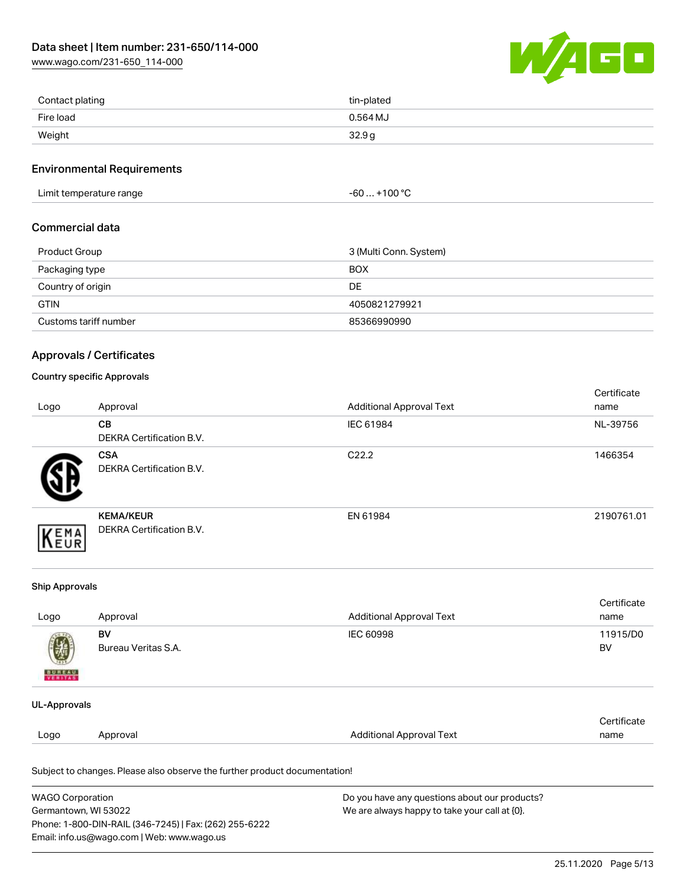| | |
|---|---|
| Contact plating | tin-plated |
| Fire load | 0.564 MJ |
| Weight | 32.9 g |

## Environmental Requirements

| | |
|---|---|
| Limit temperature range | -60 … +100 °C |

## Commercial data

| | |
|---|---|
| Product Group | 3 (Multi Conn. System) |
| Packaging type | BOX |
| Country of origin | DE |
| GTIN | 4050821279921 |
| Customs tariff number | 85366990990 |

## Approvals / Certificates

### Country specific Approvals

| Logo | Approval | Additional Approval Text | Certificate name |
|---|---|---|---|
| | **CB** DEKRA Certification B.V. | IEC 61984 | NL-39756 |
| | **CSA** DEKRA Certification B.V. | C22.2 | 1466354 |
| | **KEMA/KEUR** DEKRA Certification B.V. | EN 61984 | 2190761.01 |

### Ship Approvals

| Logo | Approval | Additional Approval Text | Certificate name |
|---|---|---|---|
| | **BV** Bureau Veritas S.A. | IEC 60998 | 11915/D0 BV |

### UL-Approvals

| Logo | Approval | Additional Approval Text | Certificate name |
|---|---|---|---|

Subject to changes. Please also observe the further product documentation!

WAGO Corporation
Germantown, WI 53022
Phone: 1-800-DIN-RAIL (346-7245) | Fax: (262) 255-6222
Email: info.us@wago.com | Web: www.wago.us

Do you have any questions about our products?
We are always happy to take your call at {0}.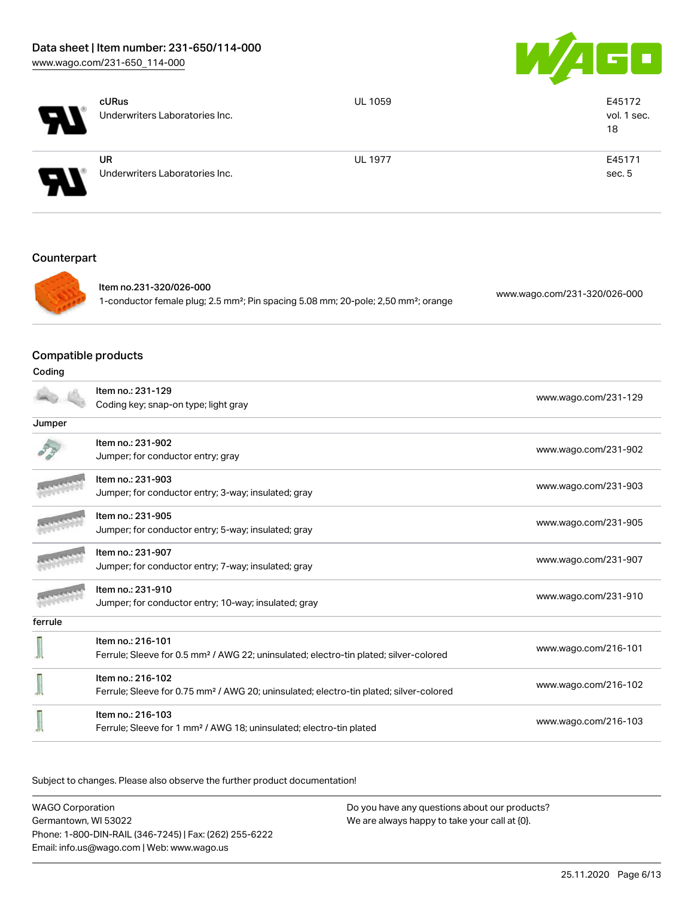| | | | |
|---|---|---|---|
| | cURus<br>Underwriters Laboratories Inc. | UL 1059 | E45172<br>vol. 1 sec.<br>18 |
| | UR<br>Underwriters Laboratories Inc. | UL 1977 | E45171<br>sec. 5 |

## Counterpart

| | | |
|---|---|---|
| | Item no.231-320/026-000<br>1-conductor female plug; 2.5 mm²; Pin spacing 5.08 mm; 20-pole; 2,50 mm²; orange | www.wago.com/231-320/026-000 |

## Compatible products

### Coding

| | | |
|---|---|---|
| | Item no.: 231-129<br>Coding key; snap-on type; light gray | www.wago.com/231-129 |

### Jumper

| | | |
|---|---|---|
| | Item no.: 231-902<br>Jumper; for conductor entry; gray | www.wago.com/231-902 |
| | Item no.: 231-903<br>Jumper; for conductor entry; 3-way; insulated; gray | www.wago.com/231-903 |
| | Item no.: 231-905<br>Jumper; for conductor entry; 5-way; insulated; gray | www.wago.com/231-905 |
| | Item no.: 231-907<br>Jumper; for conductor entry; 7-way; insulated; gray | www.wago.com/231-907 |
| | Item no.: 231-910<br>Jumper; for conductor entry; 10-way; insulated; gray | www.wago.com/231-910 |

### ferrule

| | | |
|---|---|---|
| | Item no.: 216-101<br>Ferrule; Sleeve for 0.5 mm² / AWG 22; uninsulated; electro-tin plated; silver-colored | www.wago.com/216-101 |
| | Item no.: 216-102<br>Ferrule; Sleeve for 0.75 mm² / AWG 20; uninsulated; electro-tin plated; silver-colored | www.wago.com/216-102 |
| | Item no.: 216-103<br>Ferrule; Sleeve for 1 mm² / AWG 18; uninsulated; electro-tin plated | www.wago.com/216-103 |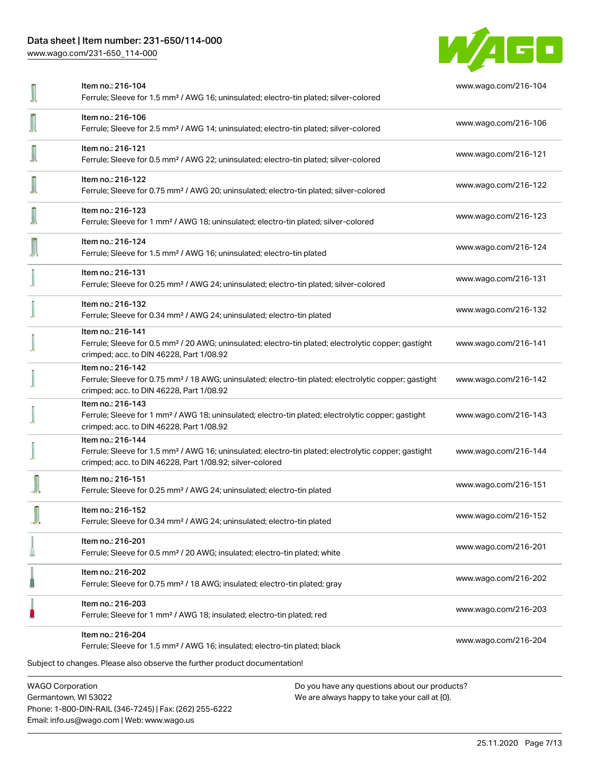| | | |
|---|---|---|
| | Item no.: 216-104<br>Ferrule; Sleeve for 1.5 mm² / AWG 16; uninsulated; electro-tin plated; silver-colored | www.wago.com/216-104 |
| | Item no.: 216-106<br>Ferrule; Sleeve for 2.5 mm² / AWG 14; uninsulated; electro-tin plated; silver-colored | www.wago.com/216-106 |
| | Item no.: 216-121<br>Ferrule; Sleeve for 0.5 mm² / AWG 22; uninsulated; electro-tin plated; silver-colored | www.wago.com/216-121 |
| | Item no.: 216-122<br>Ferrule; Sleeve for 0.75 mm² / AWG 20; uninsulated; electro-tin plated; silver-colored | www.wago.com/216-122 |
| | Item no.: 216-123<br>Ferrule; Sleeve for 1 mm² / AWG 18; uninsulated; electro-tin plated; silver-colored | www.wago.com/216-123 |
| | Item no.: 216-124<br>Ferrule; Sleeve for 1.5 mm² / AWG 16; uninsulated; electro-tin plated | www.wago.com/216-124 |
| | Item no.: 216-131<br>Ferrule; Sleeve for 0.25 mm² / AWG 24; uninsulated; electro-tin plated; silver-colored | www.wago.com/216-131 |
| | Item no.: 216-132<br>Ferrule; Sleeve for 0.34 mm² / AWG 24; uninsulated; electro-tin plated | www.wago.com/216-132 |
| | Item no.: 216-141<br>Ferrule; Sleeve for 0.5 mm² / 20 AWG; uninsulated; electro-tin plated; electrolytic copper; gastight crimped; acc. to DIN 46228, Part 1/08.92 | www.wago.com/216-141 |
| | Item no.: 216-142<br>Ferrule; Sleeve for 0.75 mm² / 18 AWG; uninsulated; electro-tin plated; electrolytic copper; gastight crimped; acc. to DIN 46228, Part 1/08.92 | www.wago.com/216-142 |
| | Item no.: 216-143<br>Ferrule; Sleeve for 1 mm² / AWG 18; uninsulated; electro-tin plated; electrolytic copper; gastight crimped; acc. to DIN 46228, Part 1/08.92 | www.wago.com/216-143 |
| | Item no.: 216-144<br>Ferrule; Sleeve for 1.5 mm² / AWG 16; uninsulated; electro-tin plated; electrolytic copper; gastight crimped; acc. to DIN 46228, Part 1/08.92; silver-colored | www.wago.com/216-144 |
| | Item no.: 216-151<br>Ferrule; Sleeve for 0.25 mm² / AWG 24; uninsulated; electro-tin plated | www.wago.com/216-151 |
| | Item no.: 216-152<br>Ferrule; Sleeve for 0.34 mm² / AWG 24; uninsulated; electro-tin plated | www.wago.com/216-152 |
| | Item no.: 216-201<br>Ferrule; Sleeve for 0.5 mm² / 20 AWG; insulated; electro-tin plated; white | www.wago.com/216-201 |
| | Item no.: 216-202<br>Ferrule; Sleeve for 0.75 mm² / 18 AWG; insulated; electro-tin plated; gray | www.wago.com/216-202 |
| | Item no.: 216-203<br>Ferrule; Sleeve for 1 mm² / AWG 18; insulated; electro-tin plated; red | www.wago.com/216-203 |
| | Item no.: 216-204<br>Ferrule; Sleeve for 1.5 mm² / AWG 16; insulated; electro-tin plated; black | www.wago.com/216-204 |

Subject to changes. Please also observe the further product documentation!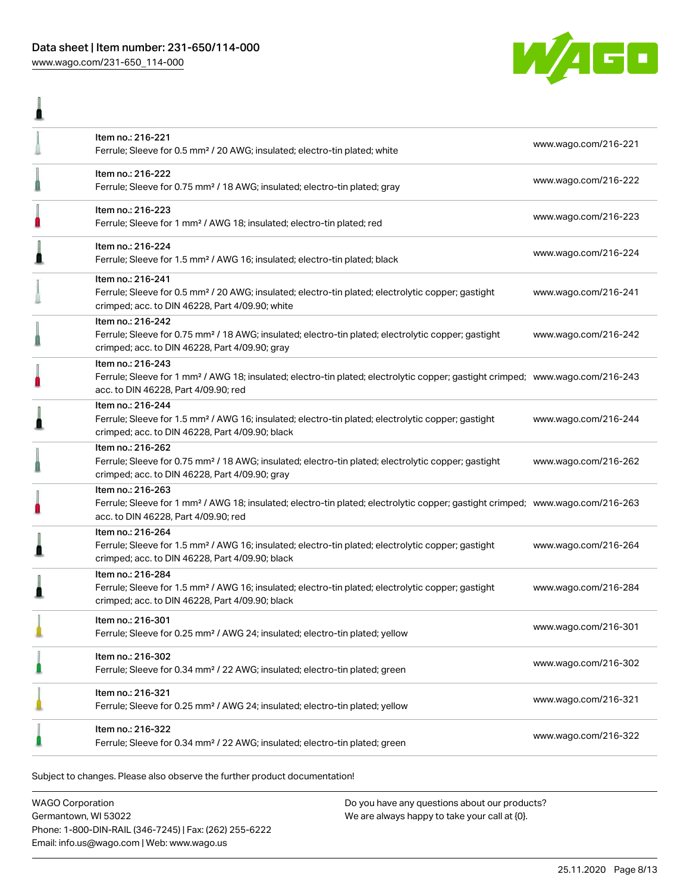| Item | Description | Link |
| --- | --- | --- |
| Item no.: 216-221 | Ferrule; Sleeve for 0.5 mm² / 20 AWG; insulated; electro-tin plated; white | www.wago.com/216-221 |
| Item no.: 216-222 | Ferrule; Sleeve for 0.75 mm² / 18 AWG; insulated; electro-tin plated; gray | www.wago.com/216-222 |
| Item no.: 216-223 | Ferrule; Sleeve for 1 mm² / AWG 18; insulated; electro-tin plated; red | www.wago.com/216-223 |
| Item no.: 216-224 | Ferrule; Sleeve for 1.5 mm² / AWG 16; insulated; electro-tin plated; black | www.wago.com/216-224 |
| Item no.: 216-241 | Ferrule; Sleeve for 0.5 mm² / 20 AWG; insulated; electro-tin plated; electrolytic copper; gastight crimped; acc. to DIN 46228, Part 4/09.90; white | www.wago.com/216-241 |
| Item no.: 216-242 | Ferrule; Sleeve for 0.75 mm² / 18 AWG; insulated; electro-tin plated; electrolytic copper; gastight crimped; acc. to DIN 46228, Part 4/09.90; gray | www.wago.com/216-242 |
| Item no.: 216-243 | Ferrule; Sleeve for 1 mm² / AWG 18; insulated; electro-tin plated; electrolytic copper; gastight crimped; acc. to DIN 46228, Part 4/09.90; red | www.wago.com/216-243 |
| Item no.: 216-244 | Ferrule; Sleeve for 1.5 mm² / AWG 16; insulated; electro-tin plated; electrolytic copper; gastight crimped; acc. to DIN 46228, Part 4/09.90; black | www.wago.com/216-244 |
| Item no.: 216-262 | Ferrule; Sleeve for 0.75 mm² / 18 AWG; insulated; electro-tin plated; electrolytic copper; gastight crimped; acc. to DIN 46228, Part 4/09.90; gray | www.wago.com/216-262 |
| Item no.: 216-263 | Ferrule; Sleeve for 1 mm² / AWG 18; insulated; electro-tin plated; electrolytic copper; gastight crimped; acc. to DIN 46228, Part 4/09.90; red | www.wago.com/216-263 |
| Item no.: 216-264 | Ferrule; Sleeve for 1.5 mm² / AWG 16; insulated; electro-tin plated; electrolytic copper; gastight crimped; acc. to DIN 46228, Part 4/09.90; black | www.wago.com/216-264 |
| Item no.: 216-284 | Ferrule; Sleeve for 1.5 mm² / AWG 16; insulated; electro-tin plated; electrolytic copper; gastight crimped; acc. to DIN 46228, Part 4/09.90; black | www.wago.com/216-284 |
| Item no.: 216-301 | Ferrule; Sleeve for 0.25 mm² / AWG 24; insulated; electro-tin plated; yellow | www.wago.com/216-301 |
| Item no.: 216-302 | Ferrule; Sleeve for 0.34 mm² / 22 AWG; insulated; electro-tin plated; green | www.wago.com/216-302 |
| Item no.: 216-321 | Ferrule; Sleeve for 0.25 mm² / AWG 24; insulated; electro-tin plated; yellow | www.wago.com/216-321 |
| Item no.: 216-322 | Ferrule; Sleeve for 0.34 mm² / 22 AWG; insulated; electro-tin plated; green | www.wago.com/216-322 |

Subject to changes. Please also observe the further product documentation!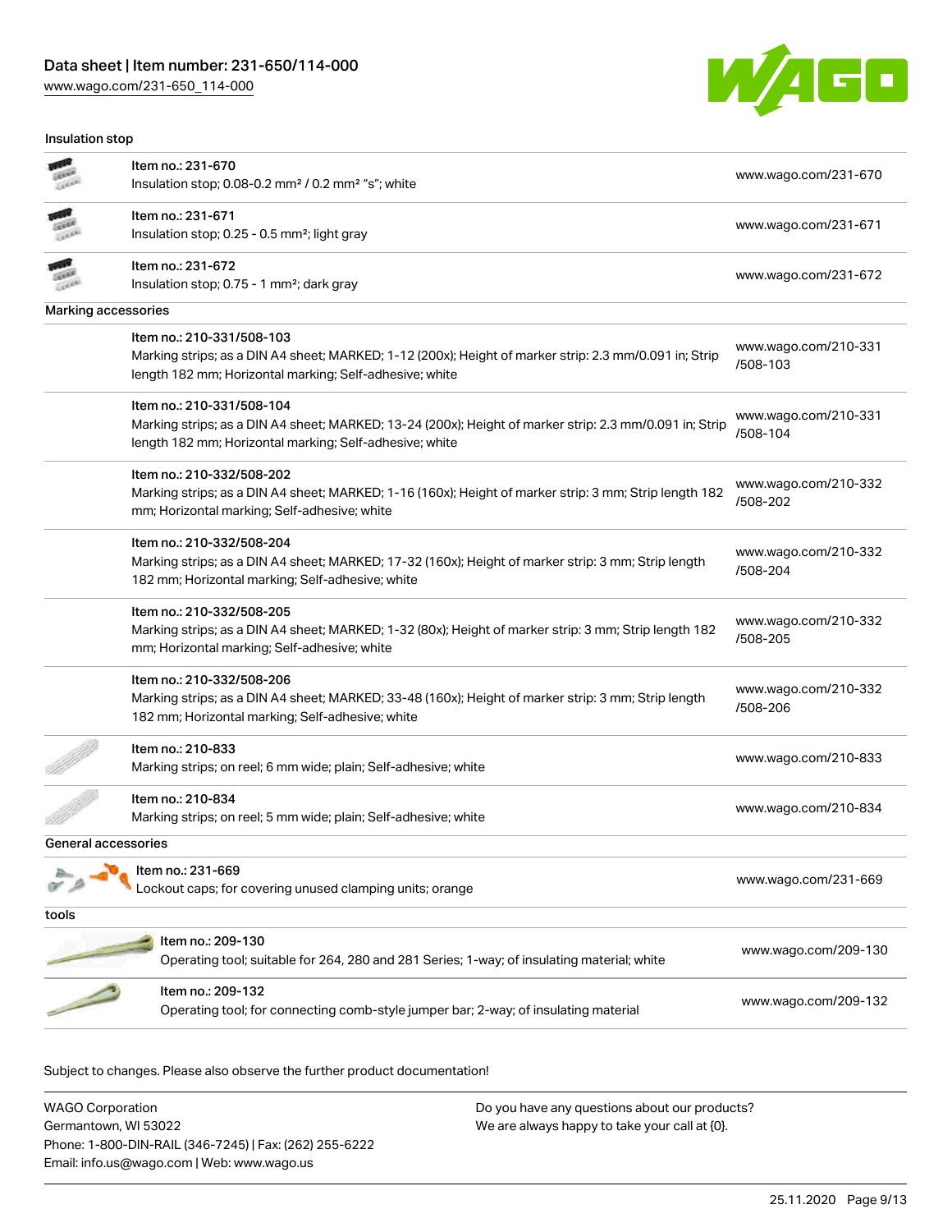## Insulation stop

| | | |
|---|---|---|
| Item no.: 231-670<br>Insulation stop; 0.08-0.2 mm² / 0.2 mm² "s"; white | www.wago.com/231-670 |
| Item no.: 231-671<br>Insulation stop; 0.25 - 0.5 mm²; light gray | www.wago.com/231-671 |
| Item no.: 231-672<br>Insulation stop; 0.75 - 1 mm²; dark gray | www.wago.com/231-672 |

## Marking accessories

| | |
|---|---|
| Item no.: 210-331/508-103<br>Marking strips; as a DIN A4 sheet; MARKED; 1-12 (200x); Height of marker strip: 2.3 mm/0.091 in; Strip length 182 mm; Horizontal marking; Self-adhesive; white | www.wago.com/210-331/508-103 |
| Item no.: 210-331/508-104<br>Marking strips; as a DIN A4 sheet; MARKED; 13-24 (200x); Height of marker strip: 2.3 mm/0.091 in; Strip length 182 mm; Horizontal marking; Self-adhesive; white | www.wago.com/210-331/508-104 |
| Item no.: 210-332/508-202<br>Marking strips; as a DIN A4 sheet; MARKED; 1-16 (160x); Height of marker strip: 3 mm; Strip length 182 mm; Horizontal marking; Self-adhesive; white | www.wago.com/210-332/508-202 |
| Item no.: 210-332/508-204<br>Marking strips; as a DIN A4 sheet; MARKED; 17-32 (160x); Height of marker strip: 3 mm; Strip length 182 mm; Horizontal marking; Self-adhesive; white | www.wago.com/210-332/508-204 |
| Item no.: 210-332/508-205<br>Marking strips; as a DIN A4 sheet; MARKED; 1-32 (80x); Height of marker strip: 3 mm; Strip length 182 mm; Horizontal marking; Self-adhesive; white | www.wago.com/210-332/508-205 |
| Item no.: 210-332/508-206<br>Marking strips; as a DIN A4 sheet; MARKED; 33-48 (160x); Height of marker strip: 3 mm; Strip length 182 mm; Horizontal marking; Self-adhesive; white | www.wago.com/210-332/508-206 |
| Item no.: 210-833<br>Marking strips; on reel; 6 mm wide; plain; Self-adhesive; white | www.wago.com/210-833 |
| Item no.: 210-834<br>Marking strips; on reel; 5 mm wide; plain; Self-adhesive; white | www.wago.com/210-834 |

## General accessories

| | |
|---|---|
| Item no.: 231-669<br>Lockout caps; for covering unused clamping units; orange | www.wago.com/231-669 |

## tools

| | |
|---|---|
| Item no.: 209-130<br>Operating tool; suitable for 264, 280 and 281 Series; 1-way; of insulating material; white | www.wago.com/209-130 |
| Item no.: 209-132<br>Operating tool; for connecting comb-style jumper bar; 2-way; of insulating material | www.wago.com/209-132 |

Subject to changes. Please also observe the further product documentation!

WAGO Corporation
Germantown, WI 53022
Phone: 1-800-DIN-RAIL (346-7245) | Fax: (262) 255-6222
Email: info.us@wago.com | Web: www.wago.us

Do you have any questions about our products?
We are always happy to take your call at {0}.

25.11.2020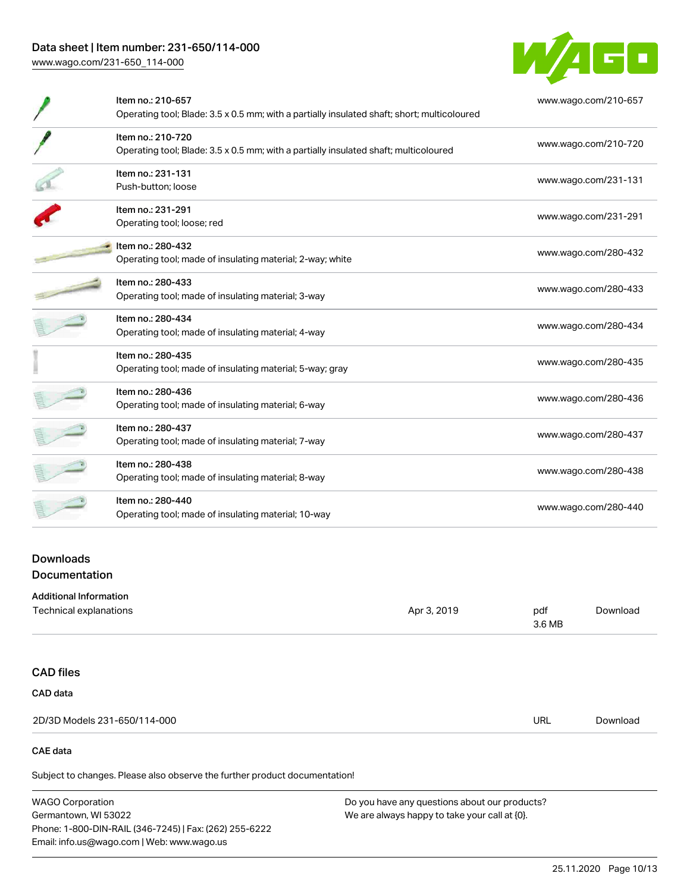| Item | URL |
|---|---|
| Item no.: 210-657<br>Operating tool; Blade: 3.5 x 0.5 mm; with a partially insulated shaft; short; multicoloured | www.wago.com/210-657 |
| Item no.: 210-720<br>Operating tool; Blade: 3.5 x 0.5 mm; with a partially insulated shaft; multicoloured | www.wago.com/210-720 |
| Item no.: 231-131<br>Push-button; loose | www.wago.com/231-131 |
| Item no.: 231-291<br>Operating tool; loose; red | www.wago.com/231-291 |
| Item no.: 280-432<br>Operating tool; made of insulating material; 2-way; white | www.wago.com/280-432 |
| Item no.: 280-433<br>Operating tool; made of insulating material; 3-way | www.wago.com/280-433 |
| Item no.: 280-434<br>Operating tool; made of insulating material; 4-way | www.wago.com/280-434 |
| Item no.: 280-435<br>Operating tool; made of insulating material; 5-way; gray | www.wago.com/280-435 |
| Item no.: 280-436<br>Operating tool; made of insulating material; 6-way | www.wago.com/280-436 |
| Item no.: 280-437<br>Operating tool; made of insulating material; 7-way | www.wago.com/280-437 |
| Item no.: 280-438<br>Operating tool; made of insulating material; 8-way | www.wago.com/280-438 |
| Item no.: 280-440<br>Operating tool; made of insulating material; 10-way | www.wago.com/280-440 |

## Downloads
## Documentation

**Additional Information**

| Document | Date | Format | |
|---|---|---|---|
| Technical explanations | Apr 3, 2019 | pdf 3.6 MB | Download |

## CAD files

**CAD data**

| Document | Format | |
|---|---|---|
| 2D/3D Models 231-650/114-000 | URL | Download |

**CAE data**

Subject to changes. Please also observe the further product documentation!

WAGO Corporation
Germantown, WI 53022
Phone: 1-800-DIN-RAIL (346-7245) | Fax: (262) 255-6222
Email: info.us@wago.com | Web: www.wago.us

Do you have any questions about our products?
We are always happy to take your call at {0}.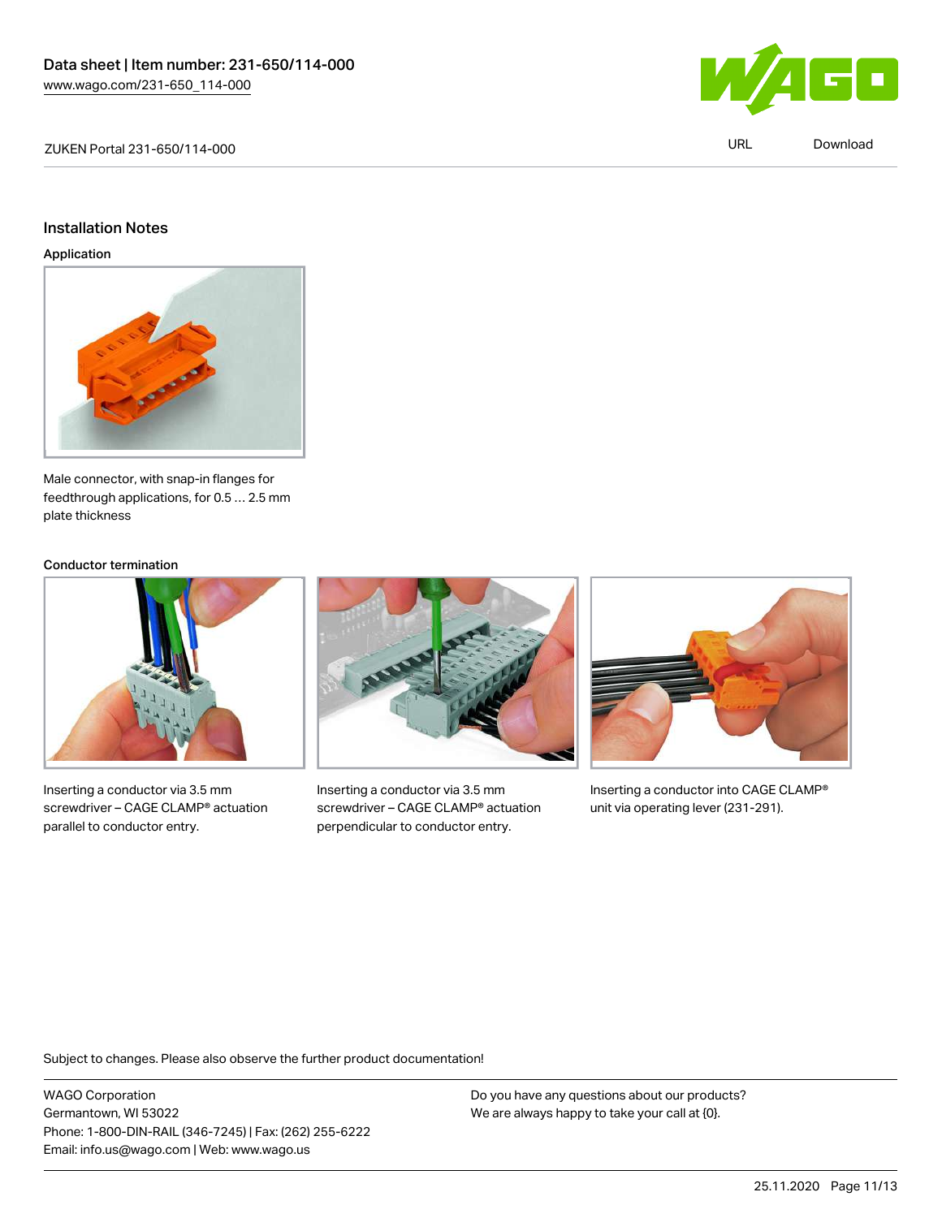## Installation Notes

### Application

Male connector, with snap-in flanges for feedthrough applications, for 0.5 … 2.5 mm plate thickness

### Conductor termination

Inserting a conductor via 3.5 mm screwdriver – CAGE CLAMP® actuation parallel to conductor entry.

Inserting a conductor via 3.5 mm screwdriver – CAGE CLAMP® actuation perpendicular to conductor entry.

Inserting a conductor into CAGE CLAMP® unit via operating lever (231-291).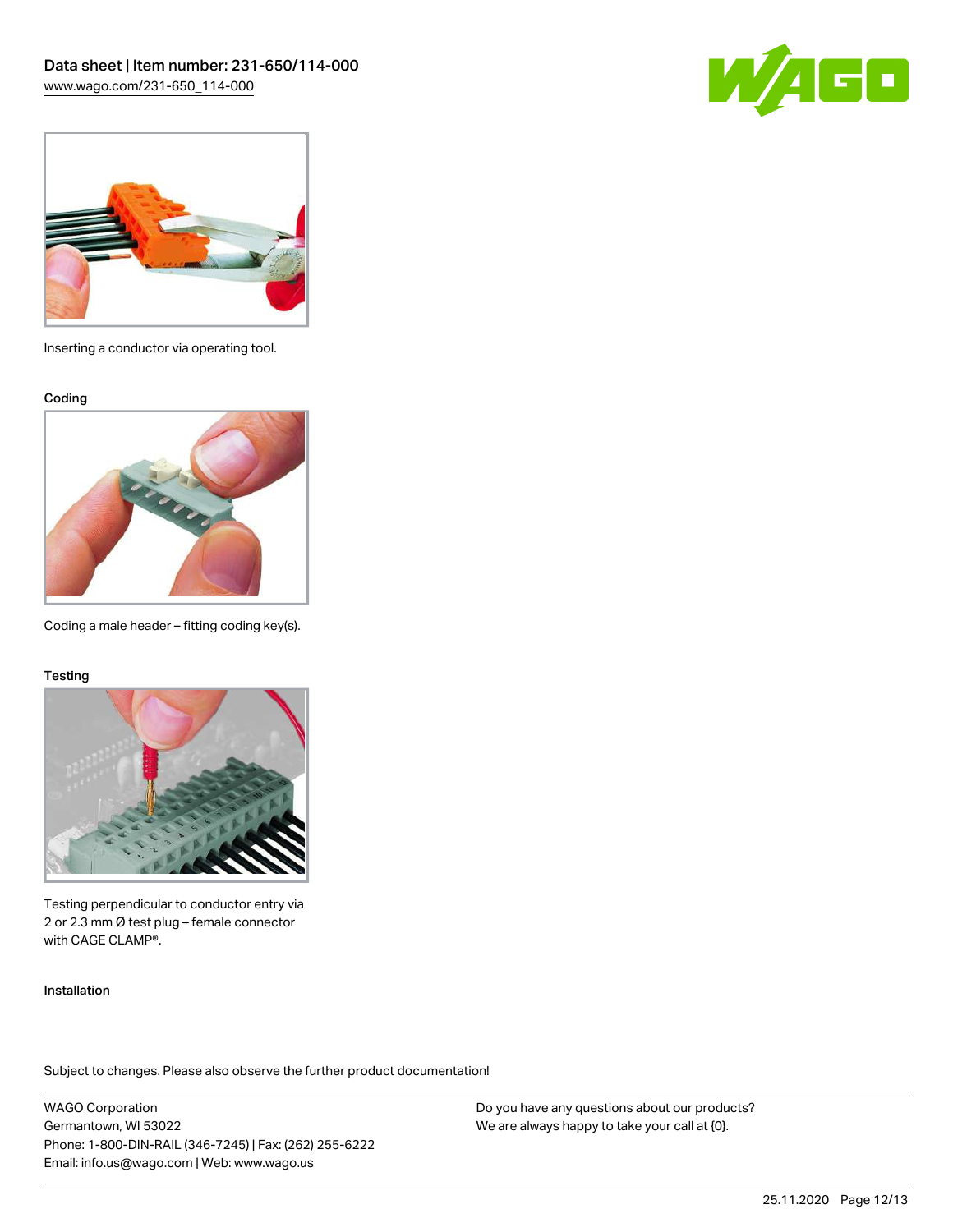Inserting a conductor via operating tool.

### Coding

Coding a male header – fitting coding key(s).

### Testing

Testing perpendicular to conductor entry via 2 or 2.3 mm Ø test plug – female connector with CAGE CLAMP®.

### Installation

Subject to changes. Please also observe the further product documentation!

WAGO Corporation
Germantown, WI 53022
Phone: 1-800-DIN-RAIL (346-7245) | Fax: (262) 255-6222
Email: info.us@wago.com | Web: www.wago.us

Do you have any questions about our products?
We are always happy to take your call at {0}.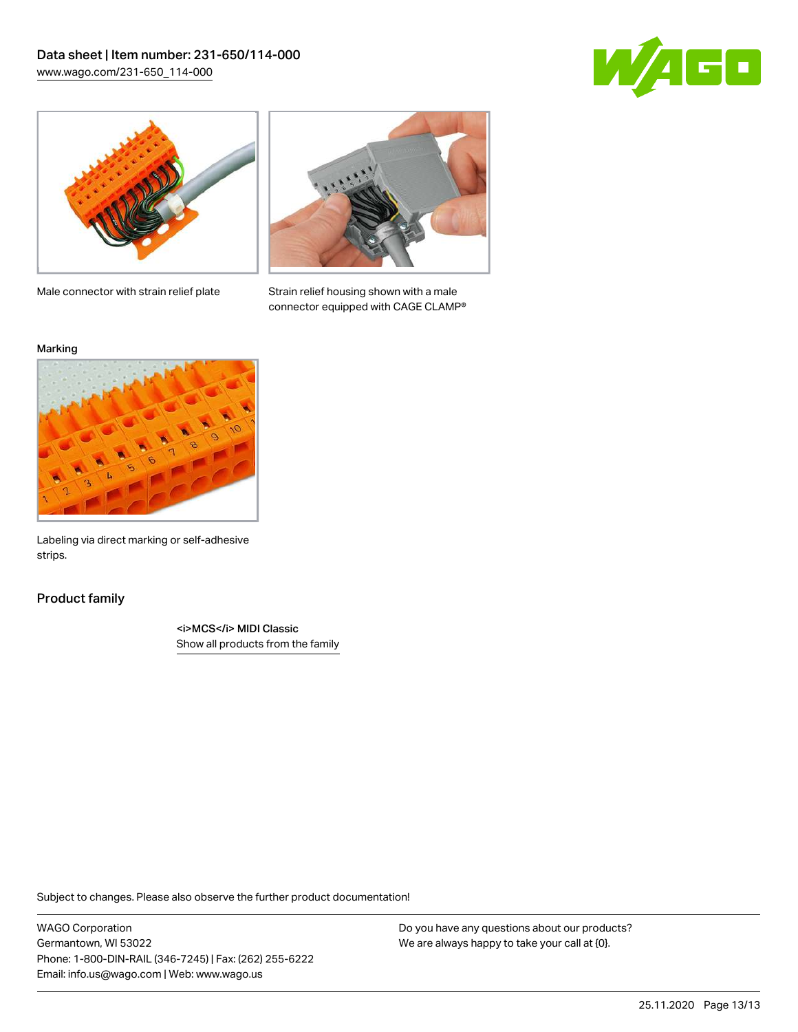Male connector with strain relief plate

Strain relief housing shown with a male connector equipped with CAGE CLAMP®

Marking

Labeling via direct marking or self-adhesive strips.

## Product family

<i>MCS</i> MIDI Classic
Show all products from the family

Subject to changes. Please also observe the further product documentation!

WAGO Corporation
Germantown, WI 53022
Phone: 1-800-DIN-RAIL (346-7245) | Fax: (262) 255-6222
Email: info.us@wago.com | Web: www.wago.us

Do you have any questions about our products?
We are always happy to take your call at {0}.